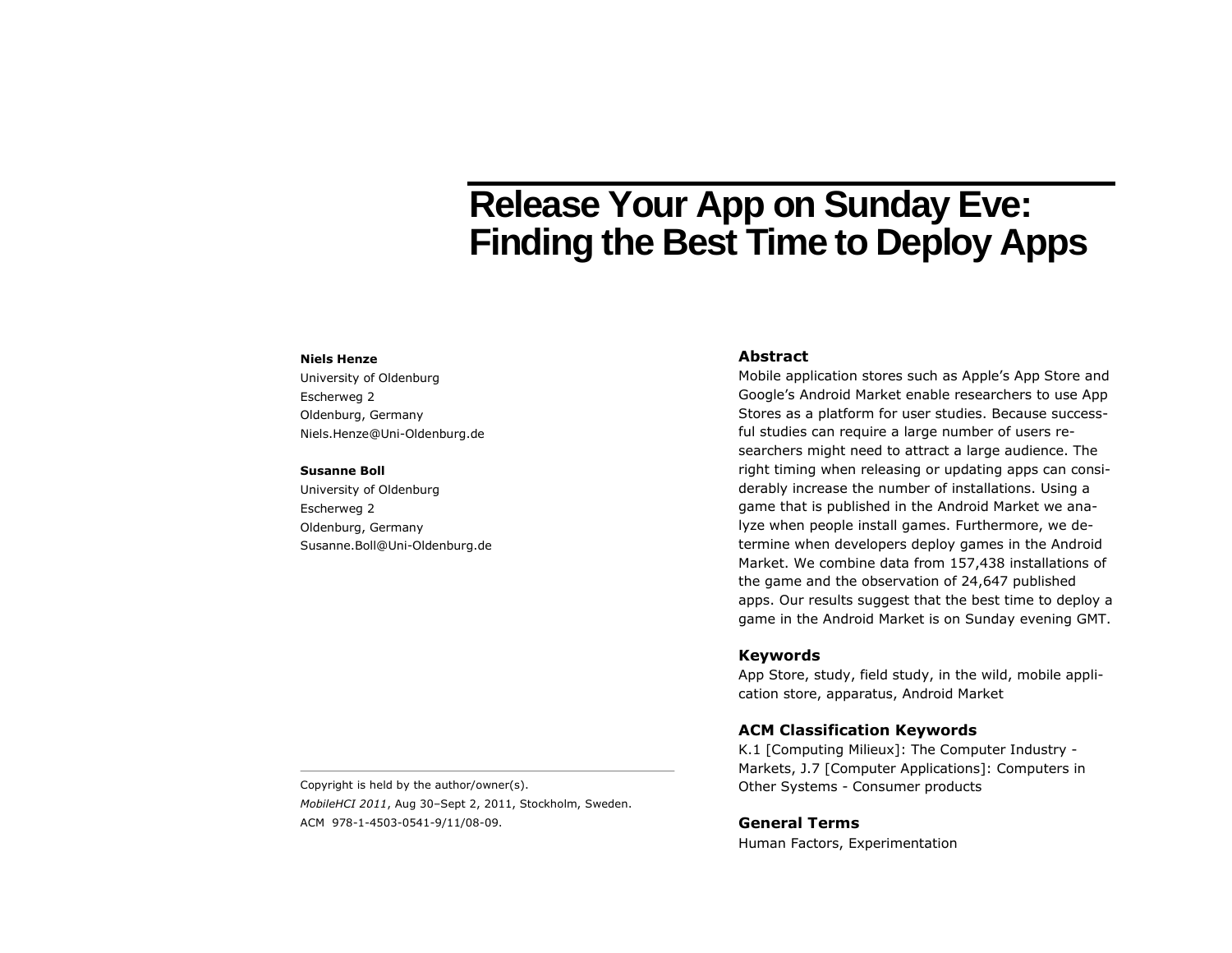# Release Your App on Sunday Eve: Finding the Best Time to Deploy Apps

**Niels Henze**
University of Oldenburg
Escherweg 2
Oldenburg, Germany
Niels.Henze@Uni-Oldenburg.de

**Susanne Boll**
University of Oldenburg
Escherweg 2
Oldenburg, Germany
Susanne.Boll@Uni-Oldenburg.de

Copyright is held by the author/owner(s).
*MobileHCI 2011*, Aug 30–Sept 2, 2011, Stockholm, Sweden.
ACM 978-1-4503-0541-9/11/08-09.

## Abstract

Mobile application stores such as Apple's App Store and Google's Android Market enable researchers to use App Stores as a platform for user studies. Because successful studies can require a large number of users researchers might need to attract a large audience. The right timing when releasing or updating apps can considerably increase the number of installations. Using a game that is published in the Android Market we analyze when people install games. Furthermore, we determine when developers deploy games in the Android Market. We combine data from 157,438 installations of the game and the observation of 24,647 published apps. Our results suggest that the best time to deploy a game in the Android Market is on Sunday evening GMT.

## Keywords

App Store, study, field study, in the wild, mobile application store, apparatus, Android Market

## ACM Classification Keywords

K.1 [Computing Milieux]: The Computer Industry - Markets, J.7 [Computer Applications]: Computers in Other Systems - Consumer products

## General Terms

Human Factors, Experimentation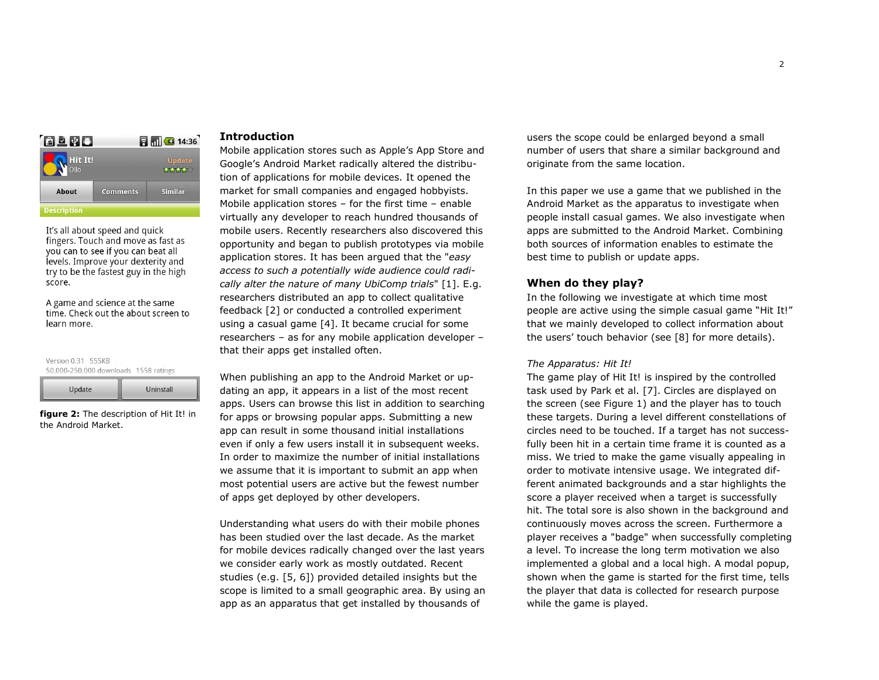## Introduction

Mobile application stores such as Apple's App Store and Google's Android Market radically altered the distribution of applications for mobile devices. It opened the market for small companies and engaged hobbyists. Mobile application stores – for the first time – enable virtually any developer to reach hundred thousands of mobile users. Recently researchers also discovered this opportunity and began to publish prototypes via mobile application stores. It has been argued that the "*easy access to such a potentially wide audience could radically alter the nature of many UbiComp trials*" [1]. E.g. researchers distributed an app to collect qualitative feedback [2] or conducted a controlled experiment using a casual game [4]. It became crucial for some researchers – as for any mobile application developer – that their apps get installed often.

When publishing an app to the Android Market or updating an app, it appears in a list of the most recent apps. Users can browse this list in addition to searching for apps or browsing popular apps. Submitting a new app can result in some thousand initial installations even if only a few users install it in subsequent weeks. In order to maximize the number of initial installations we assume that it is important to submit an app when most potential users are active but the fewest number of apps get deployed by other developers.

Understanding what users do with their mobile phones has been studied over the last decade. As the market for mobile devices radically changed over the last years we consider early work as mostly outdated. Recent studies (e.g. [5, 6]) provided detailed insights but the scope is limited to a small geographic area. By using an app as an apparatus that get installed by thousands of users the scope could be enlarged beyond a small number of users that share a similar background and originate from the same location.

In this paper we use a game that we published in the Android Market as the apparatus to investigate when people install casual games. We also investigate when apps are submitted to the Android Market. Combining both sources of information enables to estimate the best time to publish or update apps.

It's all about speed and quick fingers. Touch and move as fast as you can to see if you can beat all levels. Improve your dexterity and try to be the fastest guy in the high score.

A game and science at the same time. Check out the about screen to learn more.

Version 0.31 555KB
50,000-250,000 downloads 1558 ratings

**figure 2:** The description of Hit It! in the Android Market.

## When do they play?

In the following we investigate at which time most people are active using the simple casual game "Hit It!" that we mainly developed to collect information about the users' touch behavior (see [8] for more details).

### *The Apparatus: Hit It!*

The game play of Hit It! is inspired by the controlled task used by Park et al. [7]. Circles are displayed on the screen (see Figure 1) and the player has to touch these targets. During a level different constellations of circles need to be touched. If a target has not successfully been hit in a certain time frame it is counted as a miss. We tried to make the game visually appealing in order to motivate intensive usage. We integrated different animated backgrounds and a star highlights the score a player received when a target is successfully hit. The total sore is also shown in the background and continuously moves across the screen. Furthermore a player receives a "badge" when successfully completing a level. To increase the long term motivation we also implemented a global and a local high. A modal popup, shown when the game is started for the first time, tells the player that data is collected for research purpose while the game is played.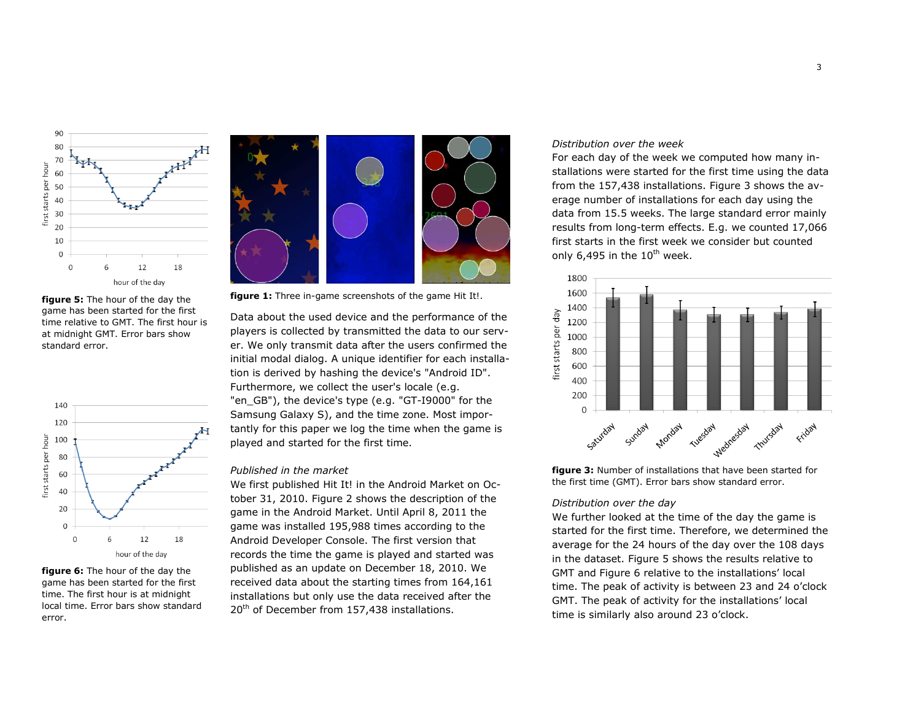**figure 5:** The hour of the day the game has been started for the first time relative to GMT. The first hour is at midnight GMT. Error bars show standard error.

**figure 6:** The hour of the day the game has been started for the first time. The first hour is at midnight local time. Error bars show standard error.

**figure 1:** Three in-game screenshots of the game Hit It!.

Data about the used device and the performance of the players is collected by transmitted the data to our server. We only transmit data after the users confirmed the initial modal dialog. A unique identifier for each installation is derived by hashing the device's "Android ID". Furthermore, we collect the user's locale (e.g. "en_GB"), the device's type (e.g. "GT-I9000" for the Samsung Galaxy S), and the time zone. Most importantly for this paper we log the time when the game is played and started for the first time.

*Published in the market*

We first published Hit It! in the Android Market on October 31, 2010. Figure 2 shows the description of the game in the Android Market. Until April 8, 2011 the game was installed 195,988 times according to the Android Developer Console. The first version that records the time the game is played and started was published as an update on December 18, 2010. We received data about the starting times from 164,161 installations but only use the data received after the 20th of December from 157,438 installations.

*Distribution over the week*

For each day of the week we computed how many installations were started for the first time using the data from the 157,438 installations. Figure 3 shows the average number of installations for each day using the data from 15.5 weeks. The large standard error mainly results from long-term effects. E.g. we counted 17,066 first starts in the first week we consider but counted only 6,495 in the 10th week.

**figure 3:** Number of installations that have been started for the first time (GMT). Error bars show standard error.

*Distribution over the day*

We further looked at the time of the day the game is started for the first time. Therefore, we determined the average for the 24 hours of the day over the 108 days in the dataset. Figure 5 shows the results relative to GMT and Figure 6 relative to the installations' local time. The peak of activity is between 23 and 24 o'clock GMT. The peak of activity for the installations' local time is similarly also around 23 o'clock.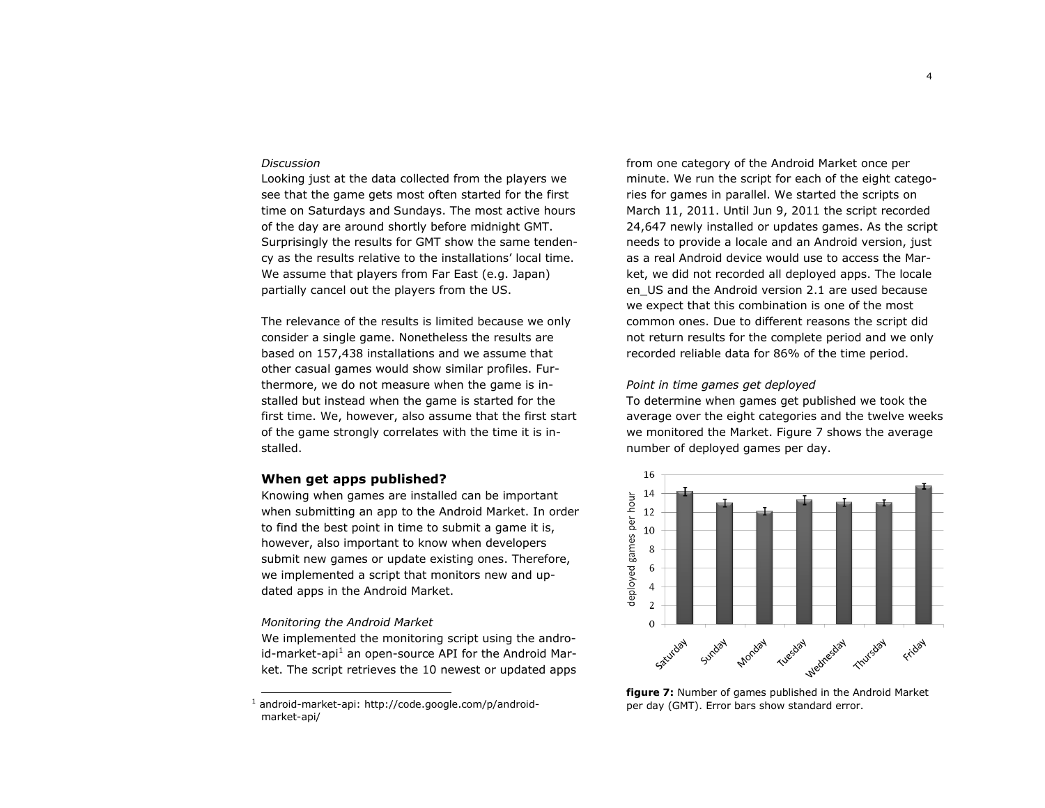*Discussion*

Looking just at the data collected from the players we see that the game gets most often started for the first time on Saturdays and Sundays. The most active hours of the day are around shortly before midnight GMT. Surprisingly the results for GMT show the same tendency as the results relative to the installations' local time. We assume that players from Far East (e.g. Japan) partially cancel out the players from the US.

The relevance of the results is limited because we only consider a single game. Nonetheless the results are based on 157,438 installations and we assume that other casual games would show similar profiles. Furthermore, we do not measure when the game is installed but instead when the game is started for the first time. We, however, also assume that the first start of the game strongly correlates with the time it is installed.

## When get apps published?

Knowing when games are installed can be important when submitting an app to the Android Market. In order to find the best point in time to submit a game it is, however, also important to know when developers submit new games or update existing ones. Therefore, we implemented a script that monitors new and updated apps in the Android Market.

*Monitoring the Android Market*

We implemented the monitoring script using the android-market-api[1] an open-source API for the Android Market. The script retrieves the 10 newest or updated apps from one category of the Android Market once per minute. We run the script for each of the eight categories for games in parallel. We started the scripts on March 11, 2011. Until Jun 9, 2011 the script recorded 24,647 newly installed or updates games. As the script needs to provide a locale and an Android version, just as a real Android device would use to access the Market, we did not recorded all deployed apps. The locale en_US and the Android version 2.1 are used because we expect that this combination is one of the most common ones. Due to different reasons the script did not return results for the complete period and we only recorded reliable data for 86% of the time period.

*Point in time games get deployed*

To determine when games get published we took the average over the eight categories and the twelve weeks we monitored the Market. Figure 7 shows the average number of deployed games per day.

**figure 7:** Number of games published in the Android Market per day (GMT). Error bars show standard error.

[1] android-market-api: http://code.google.com/p/android-market-api/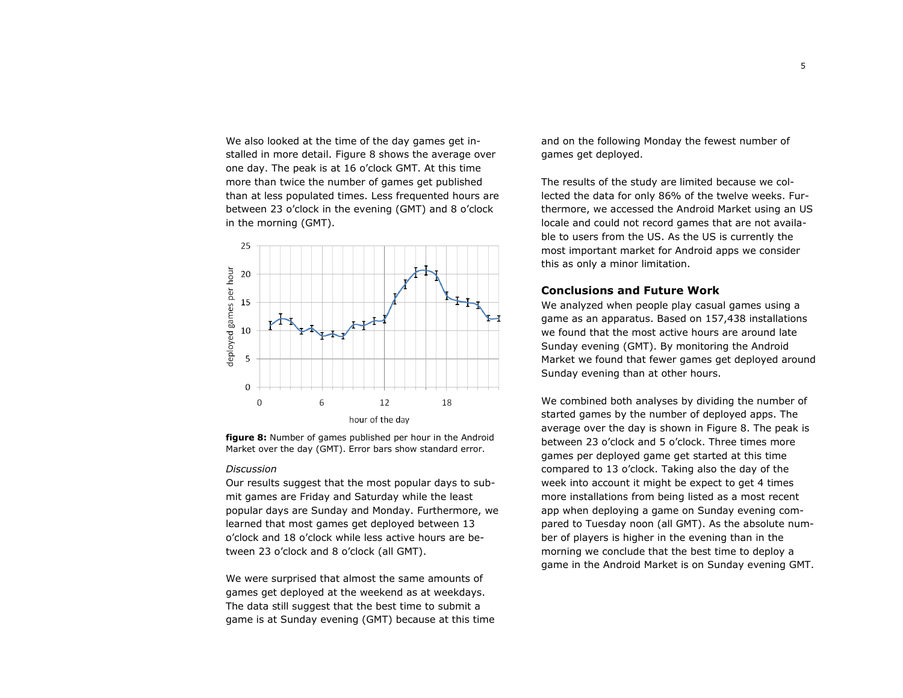We also looked at the time of the day games get installed in more detail. Figure 8 shows the average over one day. The peak is at 16 o'clock GMT. At this time more than twice the number of games get published than at less populated times. Less frequented hours are between 23 o'clock in the evening (GMT) and 8 o'clock in the morning (GMT).

**figure 8:** Number of games published per hour in the Android Market over the day (GMT). Error bars show standard error.

*Discussion*

Our results suggest that the most popular days to submit games are Friday and Saturday while the least popular days are Sunday and Monday. Furthermore, we learned that most games get deployed between 13 o'clock and 18 o'clock while less active hours are between 23 o'clock and 8 o'clock (all GMT).

We were surprised that almost the same amounts of games get deployed at the weekend as at weekdays. The data still suggest that the best time to submit a game is at Sunday evening (GMT) because at this time and on the following Monday the fewest number of games get deployed.

The results of the study are limited because we collected the data for only 86% of the twelve weeks. Furthermore, we accessed the Android Market using an US locale and could not record games that are not available to users from the US. As the US is currently the most important market for Android apps we consider this as only a minor limitation.

## Conclusions and Future Work

We analyzed when people play casual games using a game as an apparatus. Based on 157,438 installations we found that the most active hours are around late Sunday evening (GMT). By monitoring the Android Market we found that fewer games get deployed around Sunday evening than at other hours.

We combined both analyses by dividing the number of started games by the number of deployed apps. The average over the day is shown in Figure 8. The peak is between 23 o'clock and 5 o'clock. Three times more games per deployed game get started at this time compared to 13 o'clock. Taking also the day of the week into account it might be expect to get 4 times more installations from being listed as a most recent app when deploying a game on Sunday evening compared to Tuesday noon (all GMT). As the absolute number of players is higher in the evening than in the morning we conclude that the best time to deploy a game in the Android Market is on Sunday evening GMT.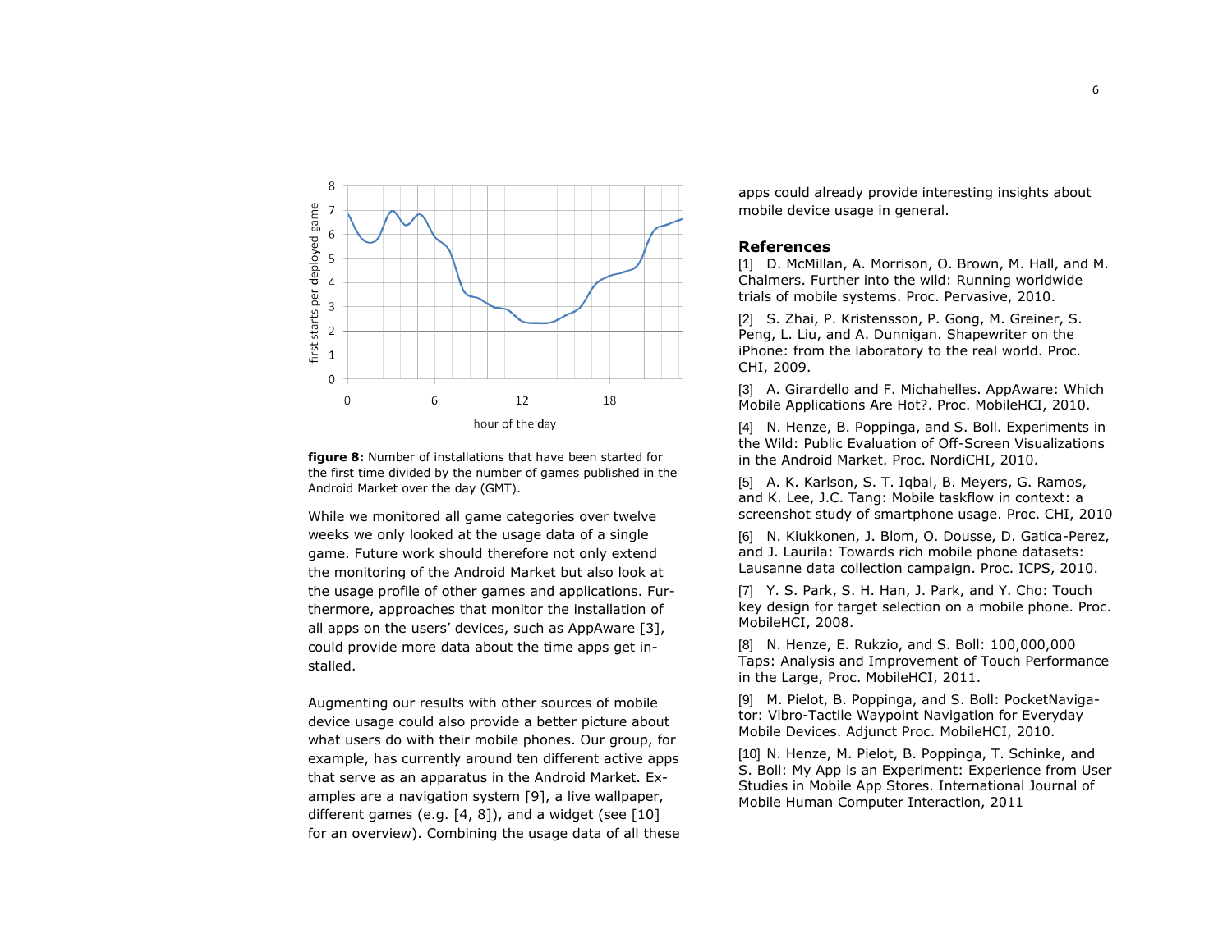8
7
6
5
4
3
2
1
0

first starts per deployed game

0
6
12
18

hour of the day

**figure 8:** Number of installations that have been started for the first time divided by the number of games published in the Android Market over the day (GMT).

While we monitored all game categories over twelve weeks we only looked at the usage data of a single game. Future work should therefore not only extend the monitoring of the Android Market but also look at the usage profile of other games and applications. Furthermore, approaches that monitor the installation of all apps on the users' devices, such as AppAware [3], could provide more data about the time apps get installed.

Augmenting our results with other sources of mobile device usage could also provide a better picture about what users do with their mobile phones. Our group, for example, has currently around ten different active apps that serve as an apparatus in the Android Market. Examples are a navigation system [9], a live wallpaper, different games (e.g. [4, 8]), and a widget (see [10] for an overview). Combining the usage data of all these apps could already provide interesting insights about mobile device usage in general.

## References

[1] D. McMillan, A. Morrison, O. Brown, M. Hall, and M. Chalmers. Further into the wild: Running worldwide trials of mobile systems. Proc. Pervasive, 2010.

[2] S. Zhai, P. Kristensson, P. Gong, M. Greiner, S. Peng, L. Liu, and A. Dunnigan. Shapewriter on the iPhone: from the laboratory to the real world. Proc. CHI, 2009.

[3] A. Girardello and F. Michahelles. AppAware: Which Mobile Applications Are Hot?. Proc. MobileHCI, 2010.

[4] N. Henze, B. Poppinga, and S. Boll. Experiments in the Wild: Public Evaluation of Off-Screen Visualizations in the Android Market. Proc. NordiCHI, 2010.

[5] A. K. Karlson, S. T. Iqbal, B. Meyers, G. Ramos, and K. Lee, J.C. Tang: Mobile taskflow in context: a screenshot study of smartphone usage. Proc. CHI, 2010

[6] N. Kiukkonen, J. Blom, O. Dousse, D. Gatica-Perez, and J. Laurila: Towards rich mobile phone datasets: Lausanne data collection campaign. Proc. ICPS, 2010.

[7] Y. S. Park, S. H. Han, J. Park, and Y. Cho: Touch key design for target selection on a mobile phone. Proc. MobileHCI, 2008.

[8] N. Henze, E. Rukzio, and S. Boll: 100,000,000 Taps: Analysis and Improvement of Touch Performance in the Large, Proc. MobileHCI, 2011.

[9] M. Pielot, B. Poppinga, and S. Boll: PocketNavigator: Vibro-Tactile Waypoint Navigation for Everyday Mobile Devices. Adjunct Proc. MobileHCI, 2010.

[10] N. Henze, M. Pielot, B. Poppinga, T. Schinke, and S. Boll: My App is an Experiment: Experience from User Studies in Mobile App Stores. International Journal of Mobile Human Computer Interaction, 2011